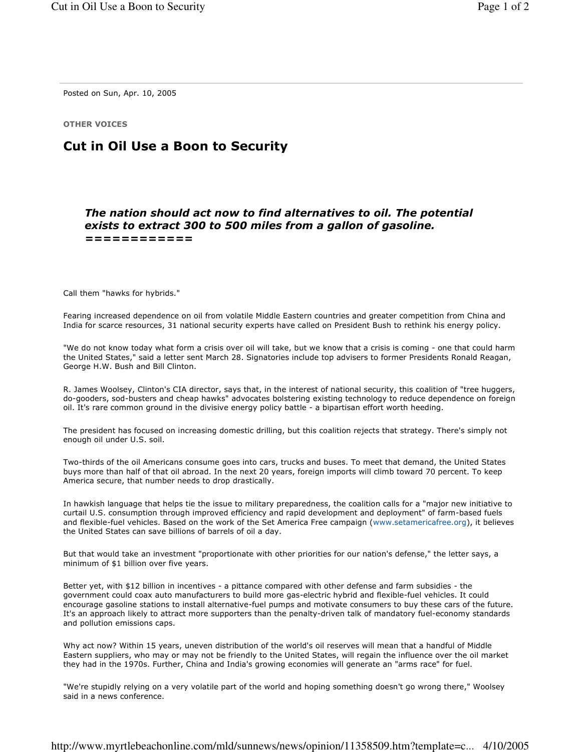Posted on Sun, Apr. 10, 2005

**OTHER VOICES**

# Cut in Oil Use a Boon to Security

***The nation should act now to find alternatives to oil. The potential exists to extract 300 to 500 miles from a gallon of gasoline.***
***============***

Call them "hawks for hybrids."

Fearing increased dependence on oil from volatile Middle Eastern countries and greater competition from China and India for scarce resources, 31 national security experts have called on President Bush to rethink his energy policy.

"We do not know today what form a crisis over oil will take, but we know that a crisis is coming - one that could harm the United States," said a letter sent March 28. Signatories include top advisers to former Presidents Ronald Reagan, George H.W. Bush and Bill Clinton.

R. James Woolsey, Clinton's CIA director, says that, in the interest of national security, this coalition of "tree huggers, do-gooders, sod-busters and cheap hawks" advocates bolstering existing technology to reduce dependence on foreign oil. It's rare common ground in the divisive energy policy battle - a bipartisan effort worth heeding.

The president has focused on increasing domestic drilling, but this coalition rejects that strategy. There's simply not enough oil under U.S. soil.

Two-thirds of the oil Americans consume goes into cars, trucks and buses. To meet that demand, the United States buys more than half of that oil abroad. In the next 20 years, foreign imports will climb toward 70 percent. To keep America secure, that number needs to drop drastically.

In hawkish language that helps tie the issue to military preparedness, the coalition calls for a "major new initiative to curtail U.S. consumption through improved efficiency and rapid development and deployment" of farm-based fuels and flexible-fuel vehicles. Based on the work of the Set America Free campaign (www.setamericafree.org), it believes the United States can save billions of barrels of oil a day.

But that would take an investment "proportionate with other priorities for our nation's defense," the letter says, a minimum of $1 billion over five years.

Better yet, with $12 billion in incentives - a pittance compared with other defense and farm subsidies - the government could coax auto manufacturers to build more gas-electric hybrid and flexible-fuel vehicles. It could encourage gasoline stations to install alternative-fuel pumps and motivate consumers to buy these cars of the future. It's an approach likely to attract more supporters than the penalty-driven talk of mandatory fuel-economy standards and pollution emissions caps.

Why act now? Within 15 years, uneven distribution of the world's oil reserves will mean that a handful of Middle Eastern suppliers, who may or may not be friendly to the United States, will regain the influence over the oil market they had in the 1970s. Further, China and India's growing economies will generate an "arms race" for fuel.

"We're stupidly relying on a very volatile part of the world and hoping something doesn't go wrong there," Woolsey said in a news conference.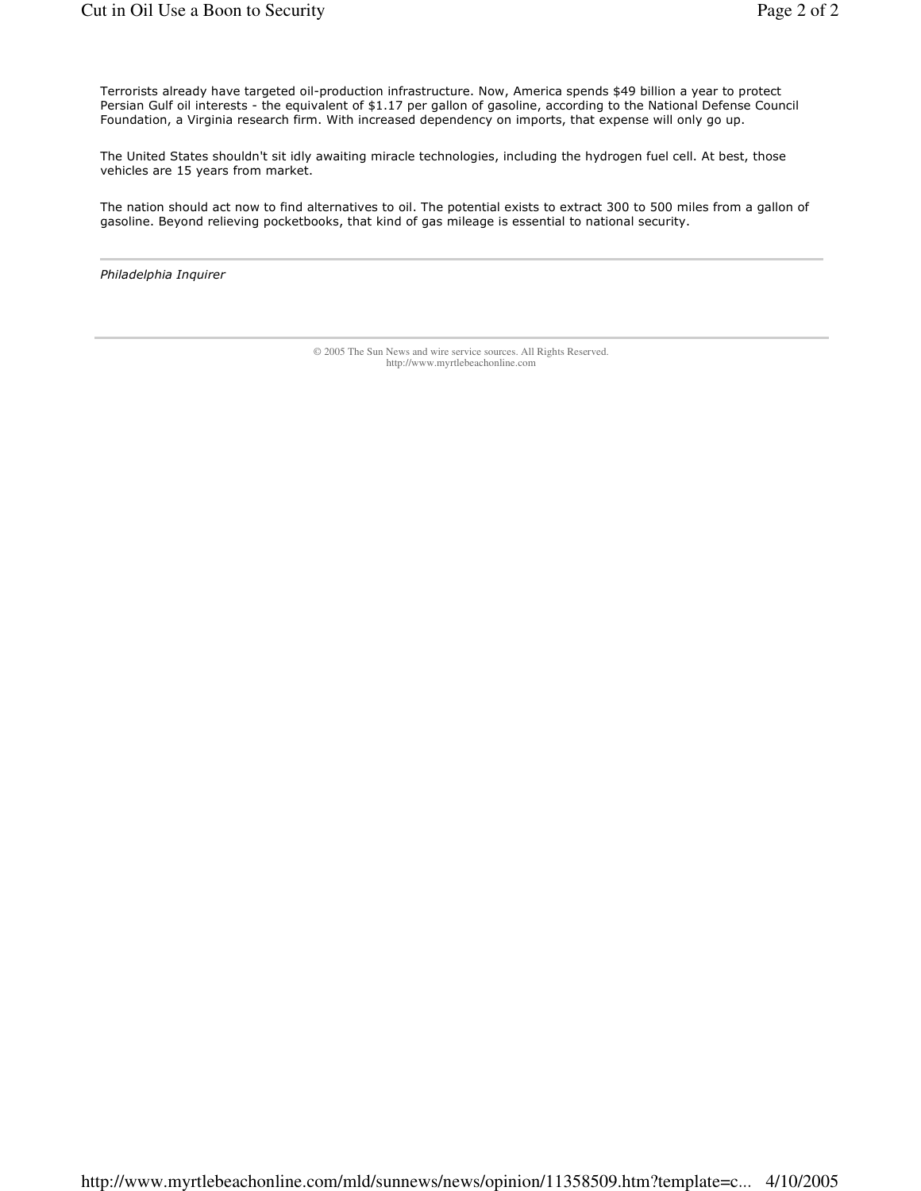Terrorists already have targeted oil-production infrastructure. Now, America spends $49 billion a year to protect Persian Gulf oil interests - the equivalent of $1.17 per gallon of gasoline, according to the National Defense Council Foundation, a Virginia research firm. With increased dependency on imports, that expense will only go up.

The United States shouldn't sit idly awaiting miracle technologies, including the hydrogen fuel cell. At best, those vehicles are 15 years from market.

The nation should act now to find alternatives to oil. The potential exists to extract 300 to 500 miles from a gallon of gasoline. Beyond relieving pocketbooks, that kind of gas mileage is essential to national security.

---

*Philadelphia Inquirer*

---

© 2005 The Sun News and wire service sources. All Rights Reserved.
http://www.myrtlebeachonline.com